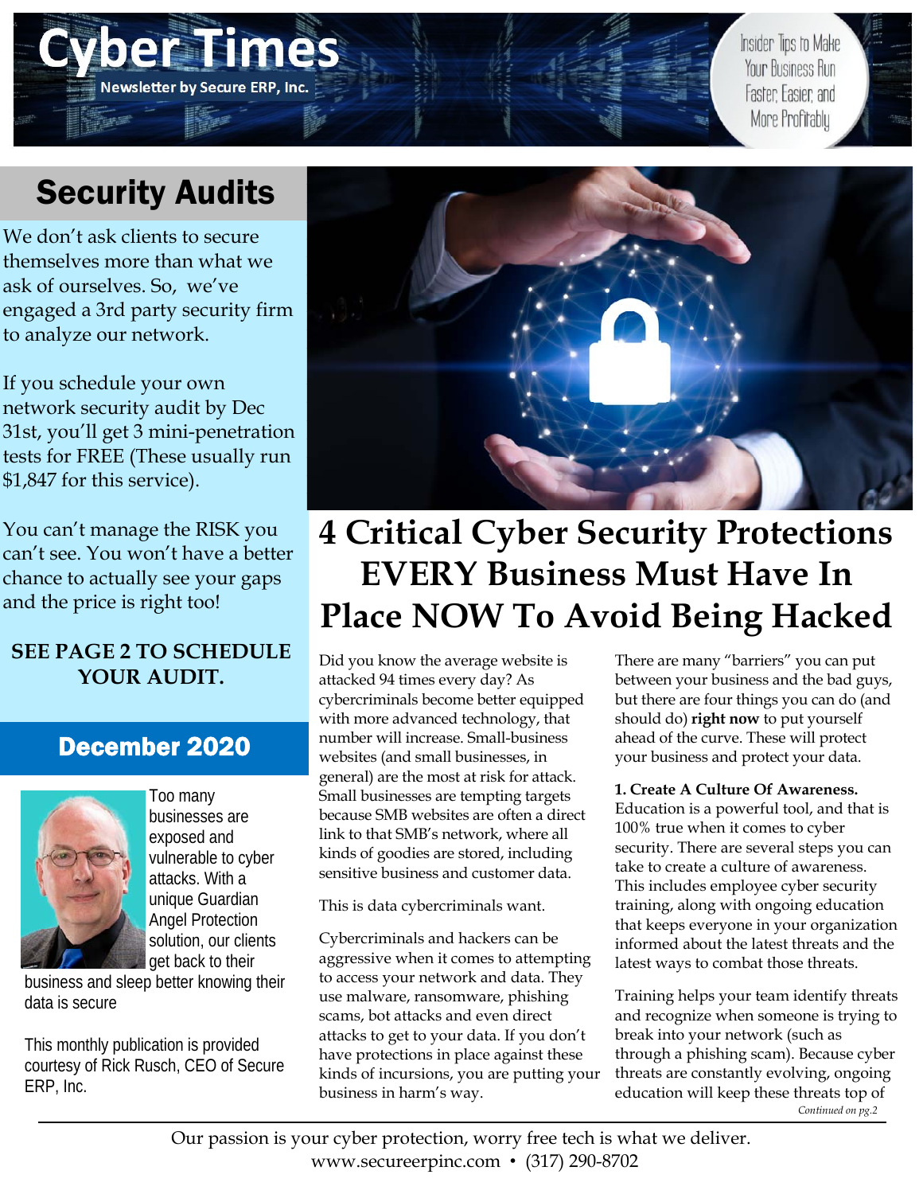# Cyber Times

Newsletter by Secure ERP, Inc.

Insider Tips to Make Your Business Run Faster, Easier, and More Profitably

## Security Audits

We don't ask clients to secure themselves more than what we ask of ourselves. So, we've engaged a 3rd party security firm to analyze our network.

If you schedule your own network security audit by Dec 31st, you'll get 3 mini-penetration tests for FREE (These usually run $1,847 for this service).

You can't manage the RISK you can't see. You won't have a better chance to actually see your gaps and the price is right too!

**SEE PAGE 2 TO SCHEDULE YOUR AUDIT.**

## December 2020

Too many businesses are exposed and vulnerable to cyber attacks. With a unique Guardian Angel Protection solution, our clients get back to their business and sleep better knowing their data is secure

This monthly publication is provided courtesy of Rick Rusch, CEO of Secure ERP, Inc.

# 4 Critical Cyber Security Protections EVERY Business Must Have In Place NOW To Avoid Being Hacked

Did you know the average website is attacked 94 times every day? As cybercriminals become better equipped with more advanced technology, that number will increase. Small-business websites (and small businesses, in general) are the most at risk for attack. Small businesses are tempting targets because SMB websites are often a direct link to that SMB's network, where all kinds of goodies are stored, including sensitive business and customer data.

This is data cybercriminals want.

Cybercriminals and hackers can be aggressive when it comes to attempting to access your network and data. They use malware, ransomware, phishing scams, bot attacks and even direct attacks to get to your data. If you don't have protections in place against these kinds of incursions, you are putting your business in harm's way.

There are many "barriers" you can put between your business and the bad guys, but there are four things you can do (and should do) **right now** to put yourself ahead of the curve. These will protect your business and protect your data.

**1. Create A Culture Of Awareness.** Education is a powerful tool, and that is 100% true when it comes to cyber security. There are several steps you can take to create a culture of awareness. This includes employee cyber security training, along with ongoing education that keeps everyone in your organization informed about the latest threats and the latest ways to combat those threats.

Training helps your team identify threats and recognize when someone is trying to break into your network (such as through a phishing scam). Because cyber threats are constantly evolving, ongoing education will keep these threats top of

*Continued on pg.2*

Our passion is your cyber protection, worry free tech is what we deliver.
www.secureerpinc.com • (317) 290-8702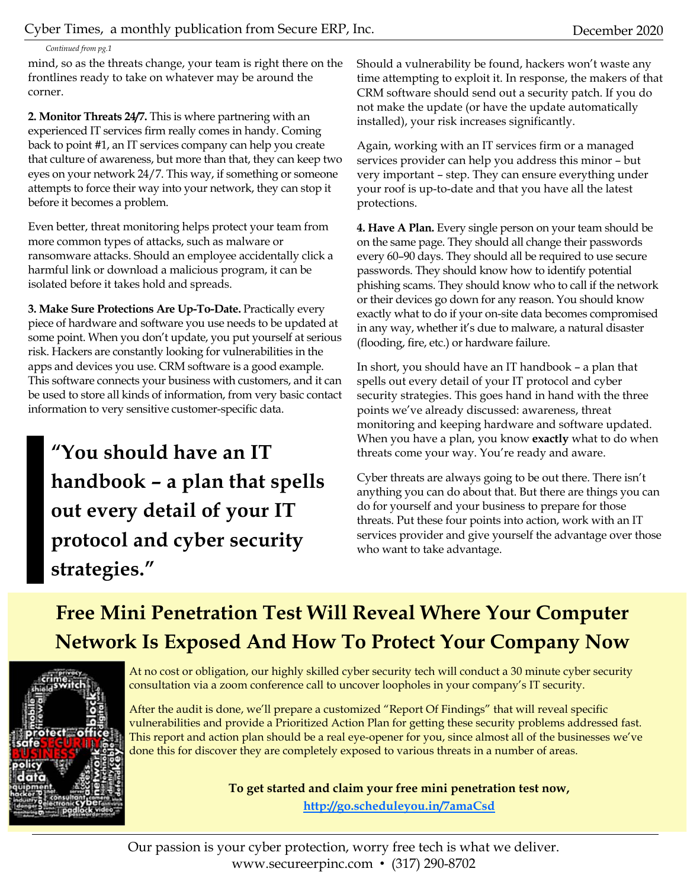*Continued from pg.1*

mind, so as the threats change, your team is right there on the frontlines ready to take on whatever may be around the corner.

**2. Monitor Threats 24/7.** This is where partnering with an experienced IT services firm really comes in handy. Coming back to point #1, an IT services company can help you create that culture of awareness, but more than that, they can keep two eyes on your network 24/7. This way, if something or someone attempts to force their way into your network, they can stop it before it becomes a problem.

Even better, threat monitoring helps protect your team from more common types of attacks, such as malware or ransomware attacks. Should an employee accidentally click a harmful link or download a malicious program, it can be isolated before it takes hold and spreads.

**3. Make Sure Protections Are Up-To-Date.** Practically every piece of hardware and software you use needs to be updated at some point. When you don't update, you put yourself at serious risk. Hackers are constantly looking for vulnerabilities in the apps and devices you use. CRM software is a good example. This software connects your business with customers, and it can be used to store all kinds of information, from very basic contact information to very sensitive customer-specific data.

> **"You should have an IT handbook – a plan that spells out every detail of your IT protocol and cyber security strategies."**

Should a vulnerability be found, hackers won't waste any time attempting to exploit it. In response, the makers of that CRM software should send out a security patch. If you do not make the update (or have the update automatically installed), your risk increases significantly.

Again, working with an IT services firm or a managed services provider can help you address this minor – but very important – step. They can ensure everything under your roof is up-to-date and that you have all the latest protections.

**4. Have A Plan.** Every single person on your team should be on the same page. They should all change their passwords every 60–90 days. They should all be required to use secure passwords. They should know how to identify potential phishing scams. They should know who to call if the network or their devices go down for any reason. You should know exactly what to do if your on-site data becomes compromised in any way, whether it's due to malware, a natural disaster (flooding, fire, etc.) or hardware failure.

In short, you should have an IT handbook – a plan that spells out every detail of your IT protocol and cyber security strategies. This goes hand in hand with the three points we've already discussed: awareness, threat monitoring and keeping hardware and software updated. When you have a plan, you know **exactly** what to do when threats come your way. You're ready and aware.

Cyber threats are always going to be out there. There isn't anything you can do about that. But there are things you can do for yourself and your business to prepare for those threats. Put these four points into action, work with an IT services provider and give yourself the advantage over those who want to take advantage.

## Free Mini Penetration Test Will Reveal Where Your Computer Network Is Exposed And How To Protect Your Company Now

At no cost or obligation, our highly skilled cyber security tech will conduct a 30 minute cyber security consultation via a zoom conference call to uncover loopholes in your company's IT security.

After the audit is done, we'll prepare a customized "Report Of Findings" that will reveal specific vulnerabilities and provide a Prioritized Action Plan for getting these security problems addressed fast. This report and action plan should be a real eye-opener for you, since almost all of the businesses we've done this for discover they are completely exposed to various threats in a number of areas.

**To get started and claim your free mini penetration test now,**
**http://go.scheduleyou.in/7amaCsd**

Our passion is your cyber protection, worry free tech is what we deliver.
www.secureerpinc.com • (317) 290-8702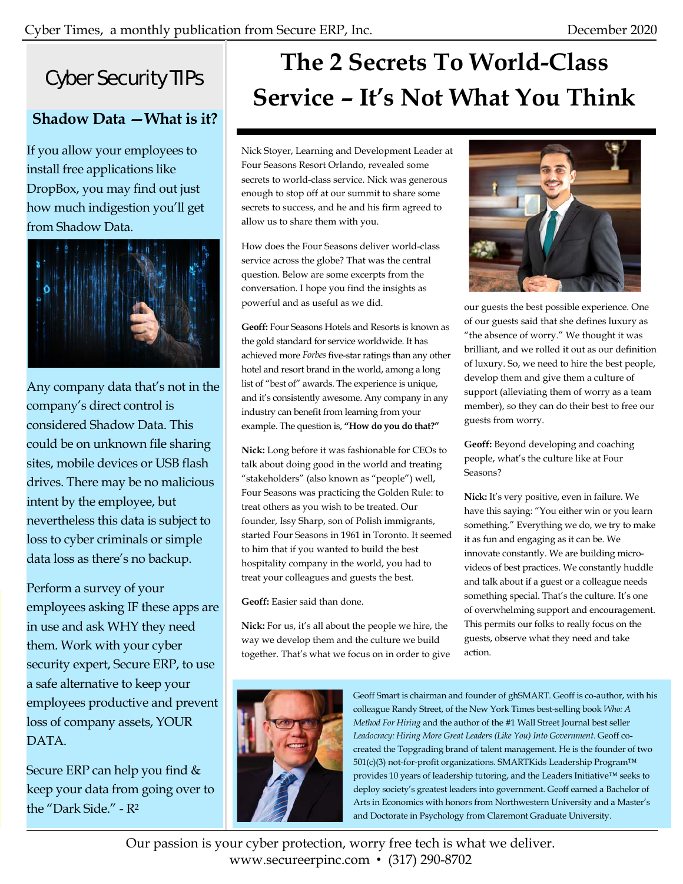## Cyber Security TIPs

### Shadow Data —What is it?

If you allow your employees to install free applications like DropBox, you may find out just how much indigestion you'll get from Shadow Data.

Any company data that's not in the company's direct control is considered Shadow Data. This could be on unknown file sharing sites, mobile devices or USB flash drives. There may be no malicious intent by the employee, but nevertheless this data is subject to loss to cyber criminals or simple data loss as there's no backup.

Perform a survey of your employees asking IF these apps are in use and ask WHY they need them. Work with your cyber security expert, Secure ERP, to use a safe alternative to keep your employees productive and prevent loss of company assets, YOUR DATA.

Secure ERP can help you find & keep your data from going over to the "Dark Side." - R²

# The 2 Secrets To World-Class Service – It's Not What You Think

Nick Stoyer, Learning and Development Leader at Four Seasons Resort Orlando, revealed some secrets to world-class service. Nick was generous enough to stop off at our summit to share some secrets to success, and he and his firm agreed to allow us to share them with you.

How does the Four Seasons deliver world-class service across the globe? That was the central question. Below are some excerpts from the conversation. I hope you find the insights as powerful and as useful as we did.

**Geoff:** Four Seasons Hotels and Resorts is known as the gold standard for service worldwide. It has achieved more *Forbes* five-star ratings than any other hotel and resort brand in the world, among a long list of "best of" awards. The experience is unique, and it's consistently awesome. Any company in any industry can benefit from learning from your example. The question is, **"How do you do that?"**

**Nick:** Long before it was fashionable for CEOs to talk about doing good in the world and treating "stakeholders" (also known as "people") well, Four Seasons was practicing the Golden Rule: to treat others as you wish to be treated. Our founder, Issy Sharp, son of Polish immigrants, started Four Seasons in 1961 in Toronto. It seemed to him that if you wanted to build the best hospitality company in the world, you had to treat your colleagues and guests the best.

**Geoff:** Easier said than done.

**Nick:** For us, it's all about the people we hire, the way we develop them and the culture we build together. That's what we focus on in order to give our guests the best possible experience. One of our guests said that she defines luxury as "the absence of worry." We thought it was brilliant, and we rolled it out as our definition of luxury. So, we need to hire the best people, develop them and give them a culture of support (alleviating them of worry as a team member), so they can do their best to free our guests from worry.

**Geoff:** Beyond developing and coaching people, what's the culture like at Four Seasons?

**Nick:** It's very positive, even in failure. We have this saying: "You either win or you learn something." Everything we do, we try to make it as fun and engaging as it can be. We innovate constantly. We are building micro-videos of best practices. We constantly huddle and talk about if a guest or a colleague needs something special. That's the culture. It's one of overwhelming support and encouragement. This permits our folks to really focus on the guests, observe what they need and take action.

Geoff Smart is chairman and founder of ghSMART. Geoff is co-author, with his colleague Randy Street, of the New York Times best-selling book *Who: A Method For Hiring* and the author of the #1 Wall Street Journal best seller *Leadocracy: Hiring More Great Leaders (Like You) Into Government*. Geoff co-created the Topgrading brand of talent management. He is the founder of two 501(c)(3) not-for-profit organizations. SMARTKids Leadership Program™ provides 10 years of leadership tutoring, and the Leaders Initiative™ seeks to deploy society's greatest leaders into government. Geoff earned a Bachelor of Arts in Economics with honors from Northwestern University and a Master's and Doctorate in Psychology from Claremont Graduate University.

Our passion is your cyber protection, worry free tech is what we deliver.
www.secureerpinc.com • (317) 290-8702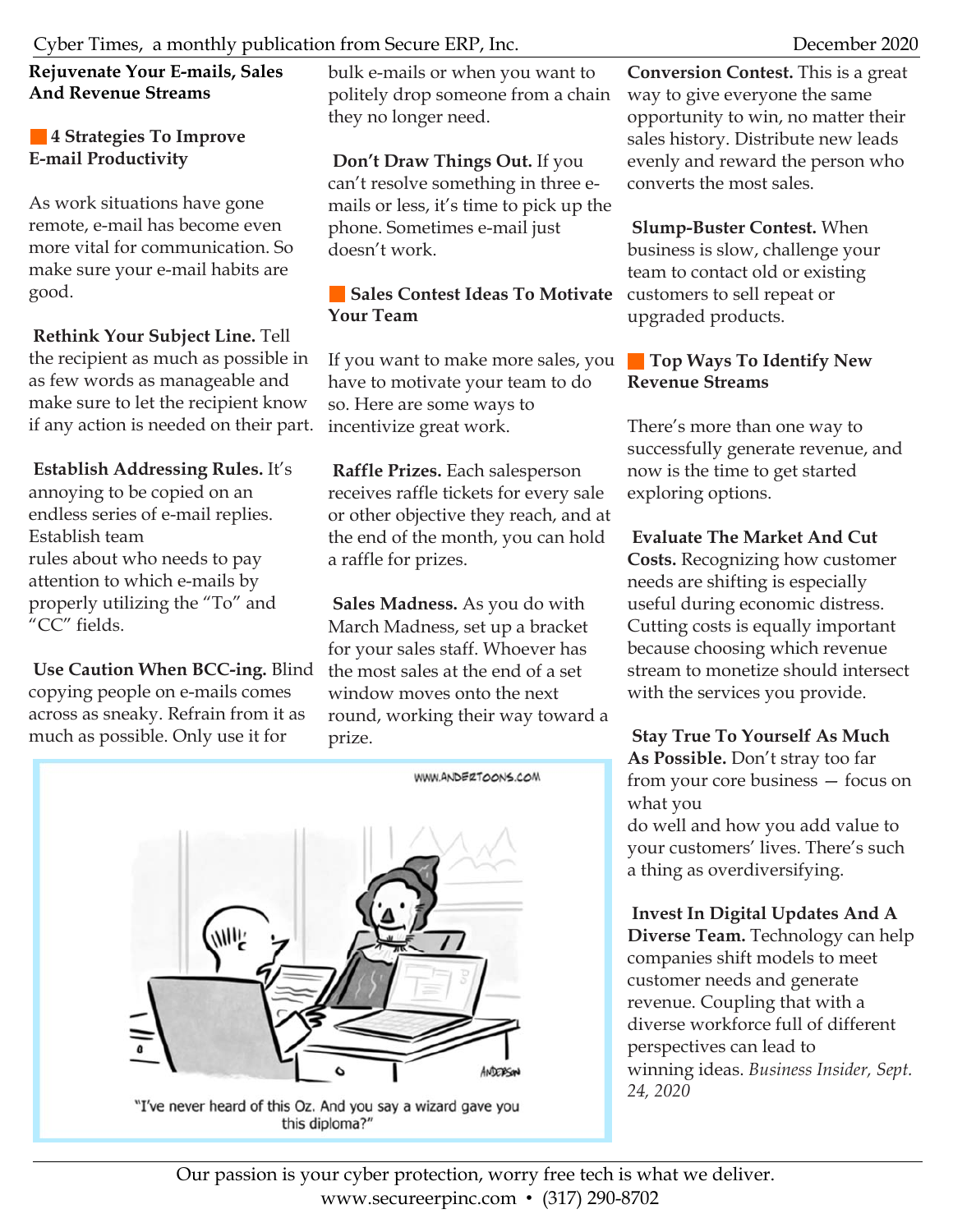**Rejuvenate Your E-mails, Sales And Revenue Streams**

### 4 Strategies To Improve E-mail Productivity

As work situations have gone remote, e-mail has become even more vital for communication. So make sure your e-mail habits are good.

**Rethink Your Subject Line.** Tell the recipient as much as possible in as few words as manageable and make sure to let the recipient know if any action is needed on their part.

**Establish Addressing Rules.** It's annoying to be copied on an endless series of e-mail replies. Establish team rules about who needs to pay attention to which e-mails by properly utilizing the "To" and "CC" fields.

**Use Caution When BCC-ing.** Blind copying people on e-mails comes across as sneaky. Refrain from it as much as possible. Only use it for bulk e-mails or when you want to politely drop someone from a chain they no longer need.

**Don't Draw Things Out.** If you can't resolve something in three e-mails or less, it's time to pick up the phone. Sometimes e-mail just doesn't work.

### Sales Contest Ideas To Motivate Your Team

If you want to make more sales, you have to motivate your team to do so. Here are some ways to incentivize great work.

**Raffle Prizes.** Each salesperson receives raffle tickets for every sale or other objective they reach, and at the end of the month, you can hold a raffle for prizes.

**Sales Madness.** As you do with March Madness, set up a bracket for your sales staff. Whoever has the most sales at the end of a set window moves onto the next round, working their way toward a prize.

**Conversion Contest.** This is a great way to give everyone the same opportunity to win, no matter their sales history. Distribute new leads evenly and reward the person who converts the most sales.

**Slump-Buster Contest.** When business is slow, challenge your team to contact old or existing customers to sell repeat or upgraded products.

### Top Ways To Identify New Revenue Streams

There's more than one way to successfully generate revenue, and now is the time to get started exploring options.

**Evaluate The Market And Cut Costs.** Recognizing how customer needs are shifting is especially useful during economic distress. Cutting costs is equally important because choosing which revenue stream to monetize should intersect with the services you provide.

**Stay True To Yourself As Much As Possible.** Don't stray too far from your core business — focus on what you do well and how you add value to your customers' lives. There's such a thing as overdiversifying.

**Invest In Digital Updates And A Diverse Team.** Technology can help companies shift models to meet customer needs and generate revenue. Coupling that with a diverse workforce full of different perspectives can lead to winning ideas. *Business Insider, Sept. 24, 2020*

"I've never heard of this Oz. And you say a wizard gave you this diploma?"

Our passion is your cyber protection, worry free tech is what we deliver.
www.secureerpinc.com • (317) 290-8702